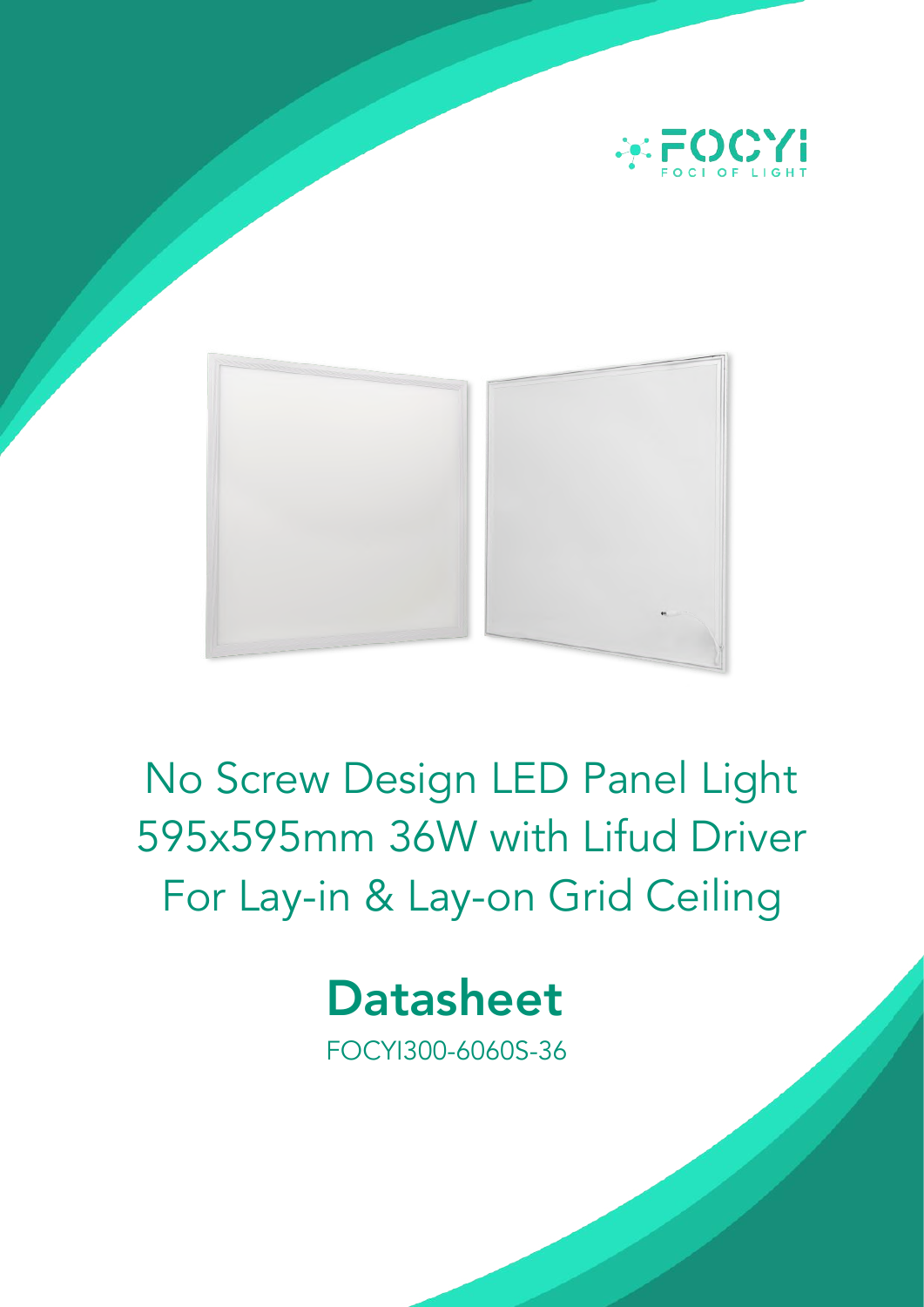FOCYI
FOCI OF LIGHT

# No Screw Design LED Panel Light 595x595mm 36W with Lifud Driver For Lay-in & Lay-on Grid Ceiling

## Datasheet

FOCYI300-6060S-36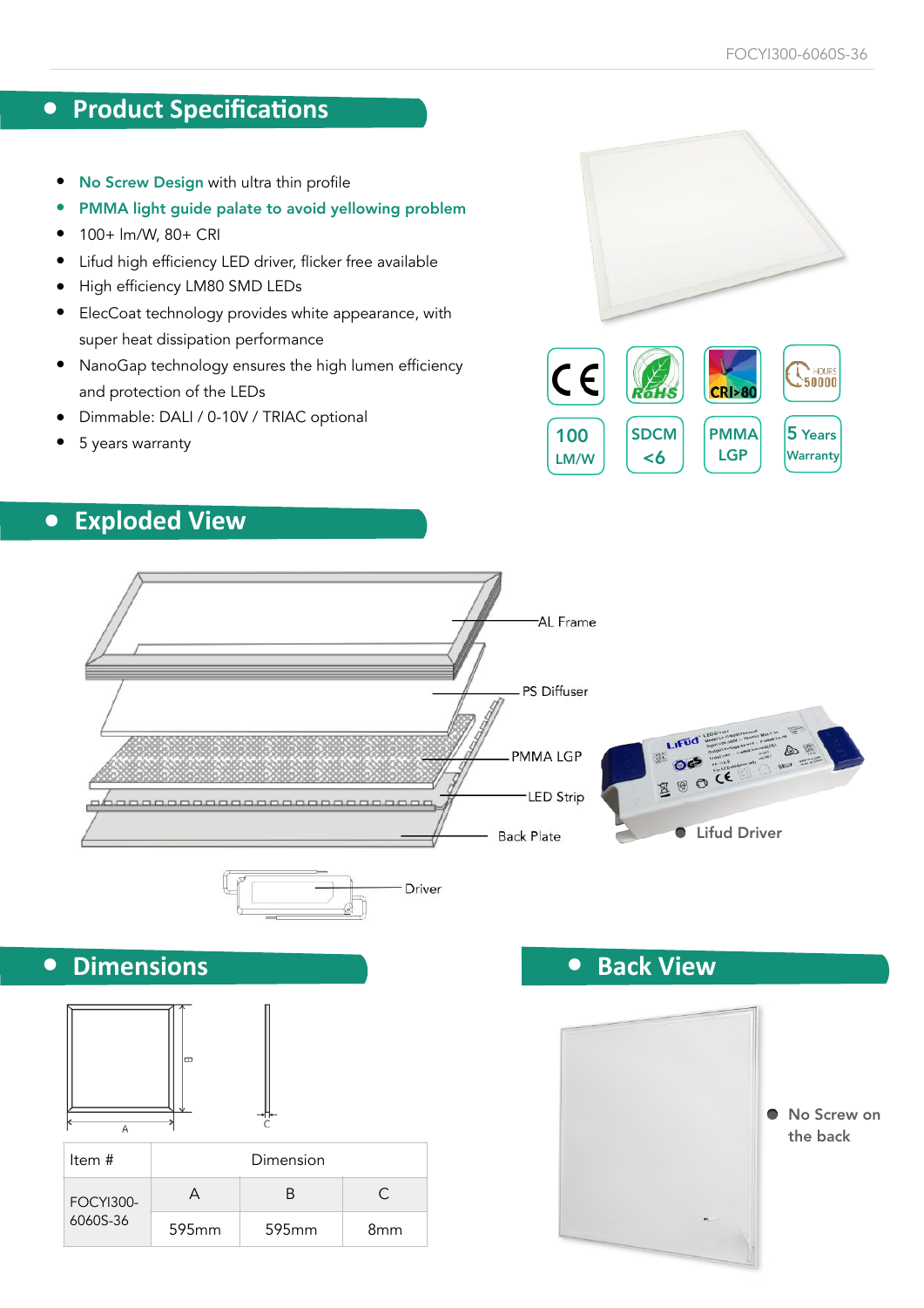## Product Specifications

- **No Screw Design** with ultra thin profile
- **PMMA light guide palate to avoid yellowing problem**
- 100+ lm/W, 80+ CRI
- Lifud high efficiency LED driver, flicker free available
- High efficiency LM80 SMD LEDs
- ElecCoat technology provides white appearance, with super heat dissipation performance
- NanoGap technology ensures the high lumen efficiency and protection of the LEDs
- Dimmable: DALI / 0-10V / TRIAC optional
- 5 years warranty

CE | RoHS | CRI>80 | HOURS 50000

100 LM/W | SDCM <6 | PMMA LGP | 5 Years Warranty

## Exploded View

AL Frame

PS Diffuser

PMMA LGP

LED Strip

Back Plate

Driver

Lifud Driver

## Dimensions

| Item # | Dimension | | |
|---|---|---|---|
| FOCYI300-6060S-36 | A | B | C |
| | 595mm | 595mm | 8mm |

## Back View

No Screw on the back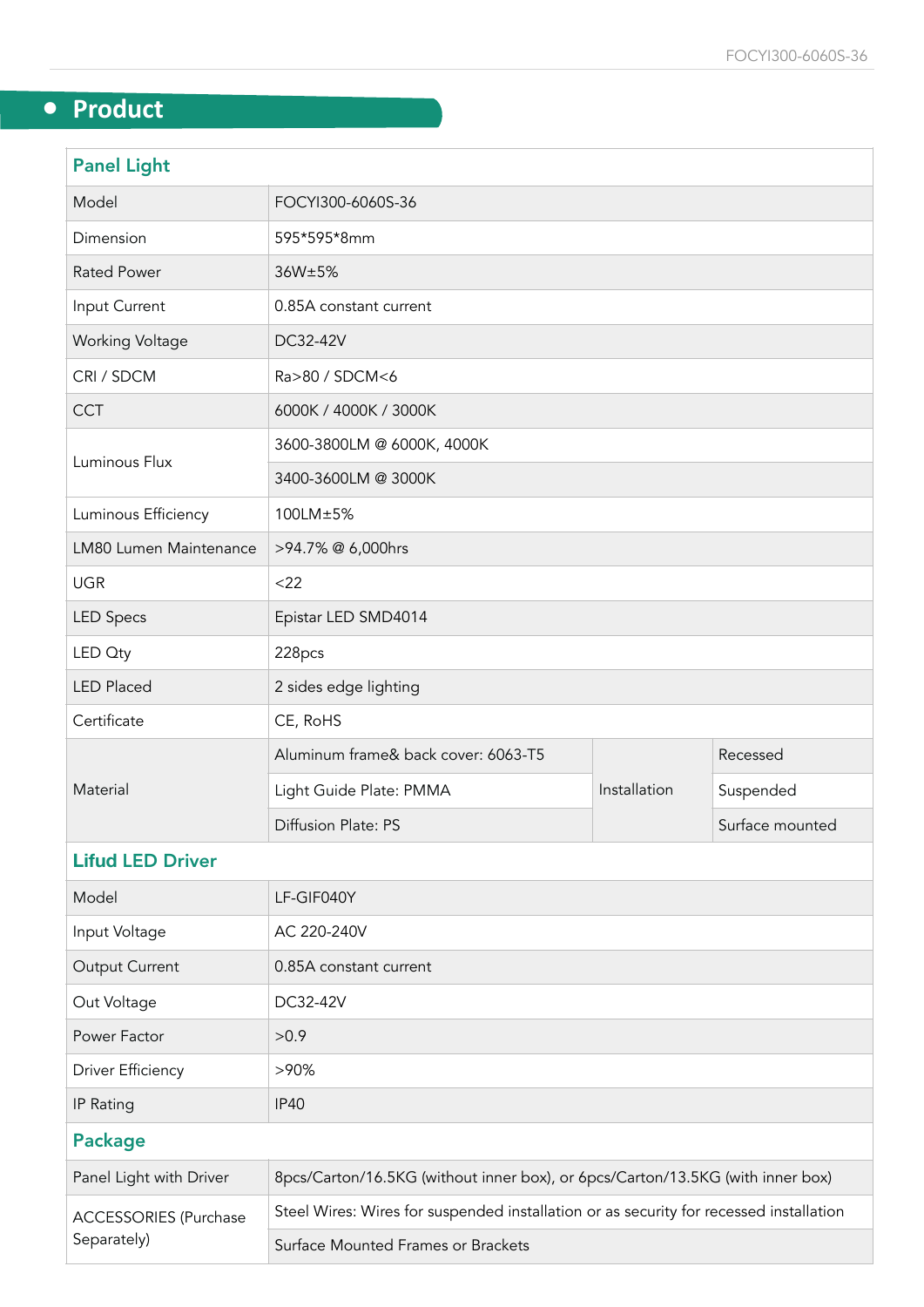## Product

| Panel Light | | | |
|---|---|---|---|
| Model | FOCYI300-6060S-36 | | |
| Dimension | 595*595*8mm | | |
| Rated Power | 36W±5% | | |
| Input Current | 0.85A constant current | | |
| Working Voltage | DC32-42V | | |
| CRI / SDCM | Ra>80 / SDCM<6 | | |
| CCT | 6000K / 4000K / 3000K | | |
| Luminous Flux | 3600-3800LM @ 6000K, 4000K | | |
| | 3400-3600LM @ 3000K | | |
| Luminous Efficiency | 100LM±5% | | |
| LM80 Lumen Maintenance | >94.7% @ 6,000hrs | | |
| UGR | <22 | | |
| LED Specs | Epistar LED SMD4014 | | |
| LED Qty | 228pcs | | |
| LED Placed | 2 sides edge lighting | | |
| Certificate | CE, RoHS | | |
| Material | Aluminum frame& back cover: 6063-T5 | Installation | Recessed |
| | Light Guide Plate: PMMA | | Suspended |
| | Diffusion Plate: PS | | Surface mounted |

| Lifud LED Driver | |
|---|---|
| Model | LF-GIF040Y |
| Input Voltage | AC 220-240V |
| Output Current | 0.85A constant current |
| Out Voltage | DC32-42V |
| Power Factor | >0.9 |
| Driver Efficiency | >90% |
| IP Rating | IP40 |

| Package | |
|---|---|
| Panel Light with Driver | 8pcs/Carton/16.5KG (without inner box), or 6pcs/Carton/13.5KG (with inner box) |
| ACCESSORIES (Purchase Separately) | Steel Wires: Wires for suspended installation or as security for recessed installation |
| | Surface Mounted Frames or Brackets |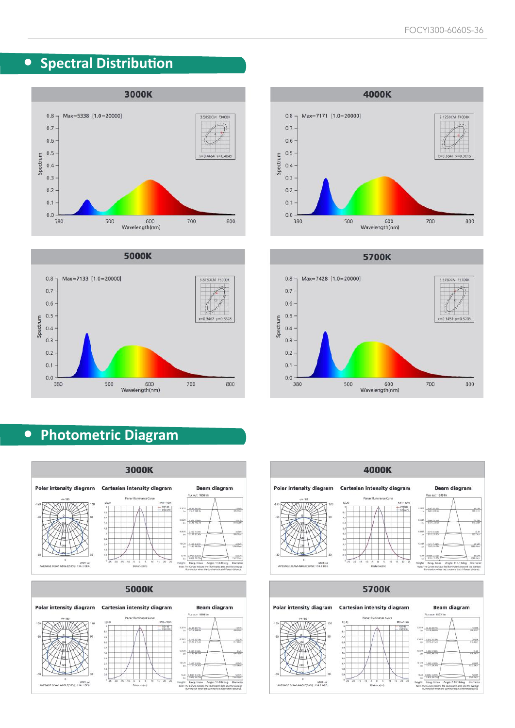## Spectral Distribution

### 3000K

Max=5338 [1.0=20000]

3.505DCM F3000K

x=0.4464 y=0.4049

Spectrum

Wavelength(nm)

### 4000K

Max=7171 [1.0=20000]

2.125DCM F4000K

x=0.3841 y=0.3816

Spectrum

Wavelength(nm)

### 5000K

Max=7133 [1.0=20000]

3.875DCM F5000K

x=0.3467 y=0.3578

Spectrum

Wavelength(nm)

### 5700K

Max=7428 [1.0=20000]

5.575DCM F5700K

x=0.3459 y=0.3705

Spectrum

Wavelength(nm)

## Photometric Diagram

### 3000K

**Polar intensity diagram** | **Cartesian intensity diagram** | **Beam diagram**

AVERAGE BEAM ANGLE(50%): 114.2 DEG

Angle: 114.24deg

### 4000K

**Polar intensity diagram** | **Cartesian intensity diagram** | **Beam diagram**

AVERAGE BEAM ANGLE(50%): 114.3 DEG

Angle: 114.16deg

### 5000K

**Polar intensity diagram** | **Cartesian intensity diagram** | **Beam diagram**

AVERAGE BEAM ANGLE(50%): 114.1 DEG

Angle: 114.02deg

### 5700K

**Polar intensity diagram** | **Cartesian intensity diagram** | **Beam diagram**

AVERAGE BEAM ANGLE(50%): 114.2 DEG

Angle: 114.16deg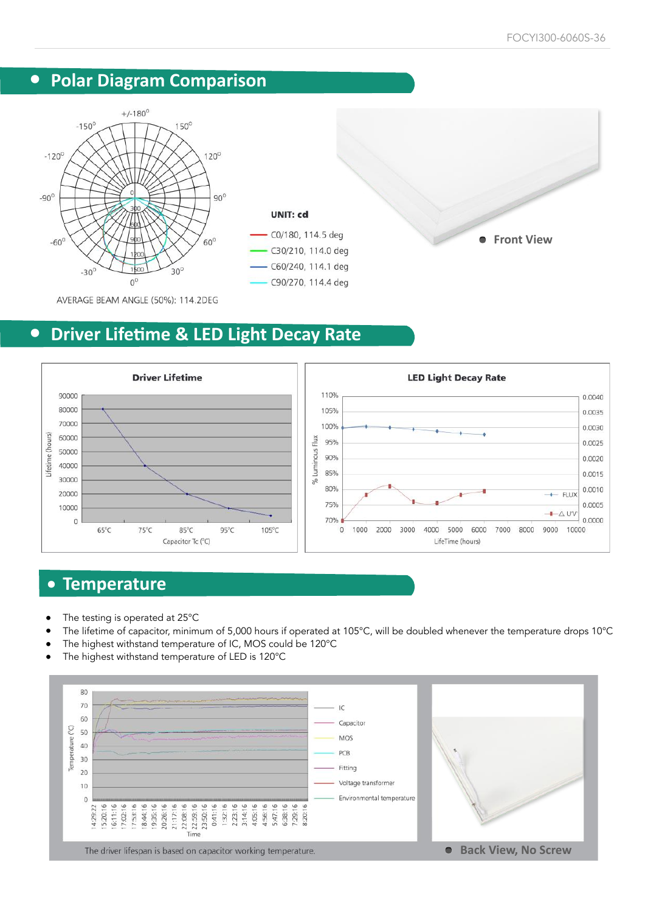## Polar Diagram Comparison

UNIT: cd

- C0/180, 114.5 deg
- C30/210, 114.0 deg
- C60/240, 114.1 deg
- C90/270, 114.4 deg

AVERAGE BEAM ANGLE (50%): 114.2DEG

Front View

## Driver Lifetime & LED Light Decay Rate

**Driver Lifetime**

**LED Light Decay Rate**

## Temperature

- The testing is operated at 25°C
- The lifetime of capacitor, minimum of 5,000 hours if operated at 105°C, will be doubled whenever the temperature drops 10°C
- The highest withstand temperature of IC, MOS could be 120°C
- The highest withstand temperature of LED is 120°C

The driver lifespan is based on capacitor working temperature.

Back View, No Screw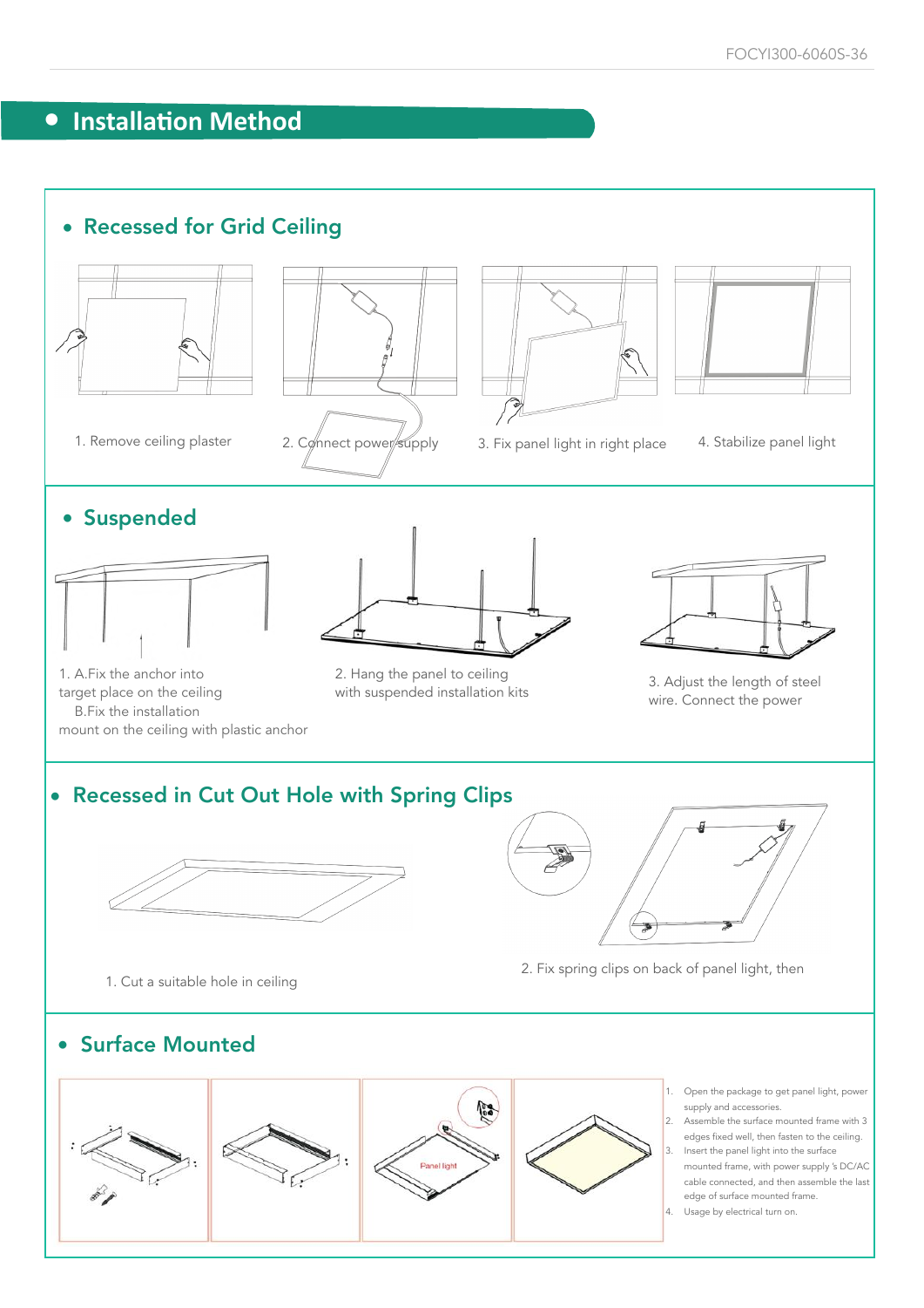# Installation Method

## Recessed for Grid Ceiling

1. Remove ceiling plaster
2. Connect power supply
3. Fix panel light in right place
4. Stabilize panel light

## Suspended

1. A.Fix the anchor into target place on the ceiling
   B.Fix the installation mount on the ceiling with plastic anchor
2. Hang the panel to ceiling with suspended installation kits
3. Adjust the length of steel wire. Connect the power

## Recessed in Cut Out Hole with Spring Clips

1. Cut a suitable hole in ceiling
2. Fix spring clips on back of panel light, then

## Surface Mounted

1. Open the package to get panel light, power supply and accessories.
2. Assemble the surface mounted frame with 3 edges fixed well, then fasten to the ceiling.
3. Insert the panel light into the surface mounted frame, with power supply 's DC/AC cable connected, and then assemble the last edge of surface mounted frame.
4. Usage by electrical turn on.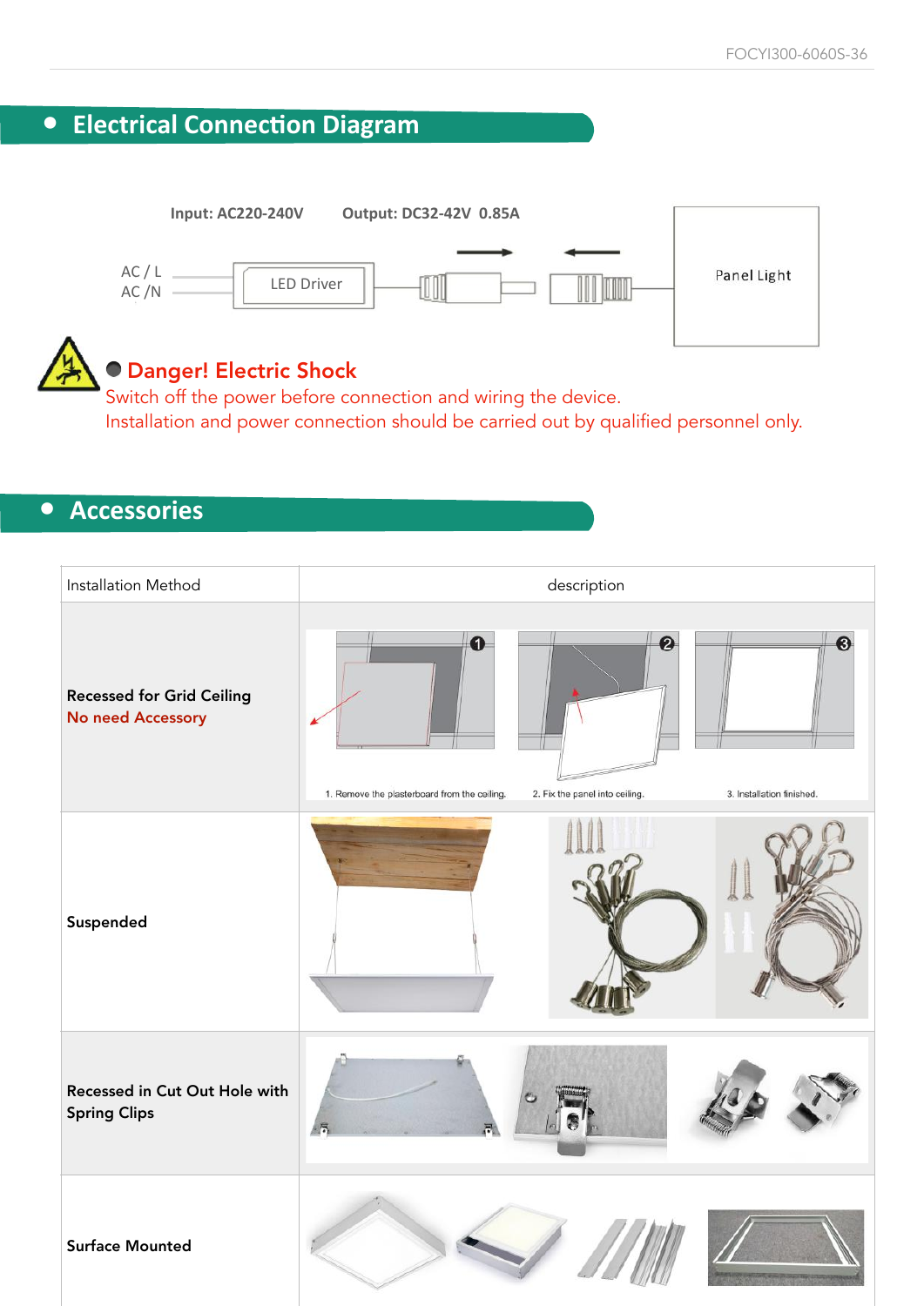## Electrical Connection Diagram

Input: AC220-240V    Output: DC32-42V 0.85A

AC / L
AC /N

LED Driver

Panel Light

### Danger! Electric Shock

Switch off the power before connection and wiring the device.
Installation and power connection should be carried out by qualified personnel only.

## Accessories

| Installation Method | description |
|---|---|
| **Recessed for Grid Ceiling** No need Accessory | 1. Remove the plasterboard from the ceiling. 2. Fix the panel into ceiling. 3. Installation finished. |
| **Suspended** | |
| **Recessed in Cut Out Hole with Spring Clips** | |
| **Surface Mounted** | |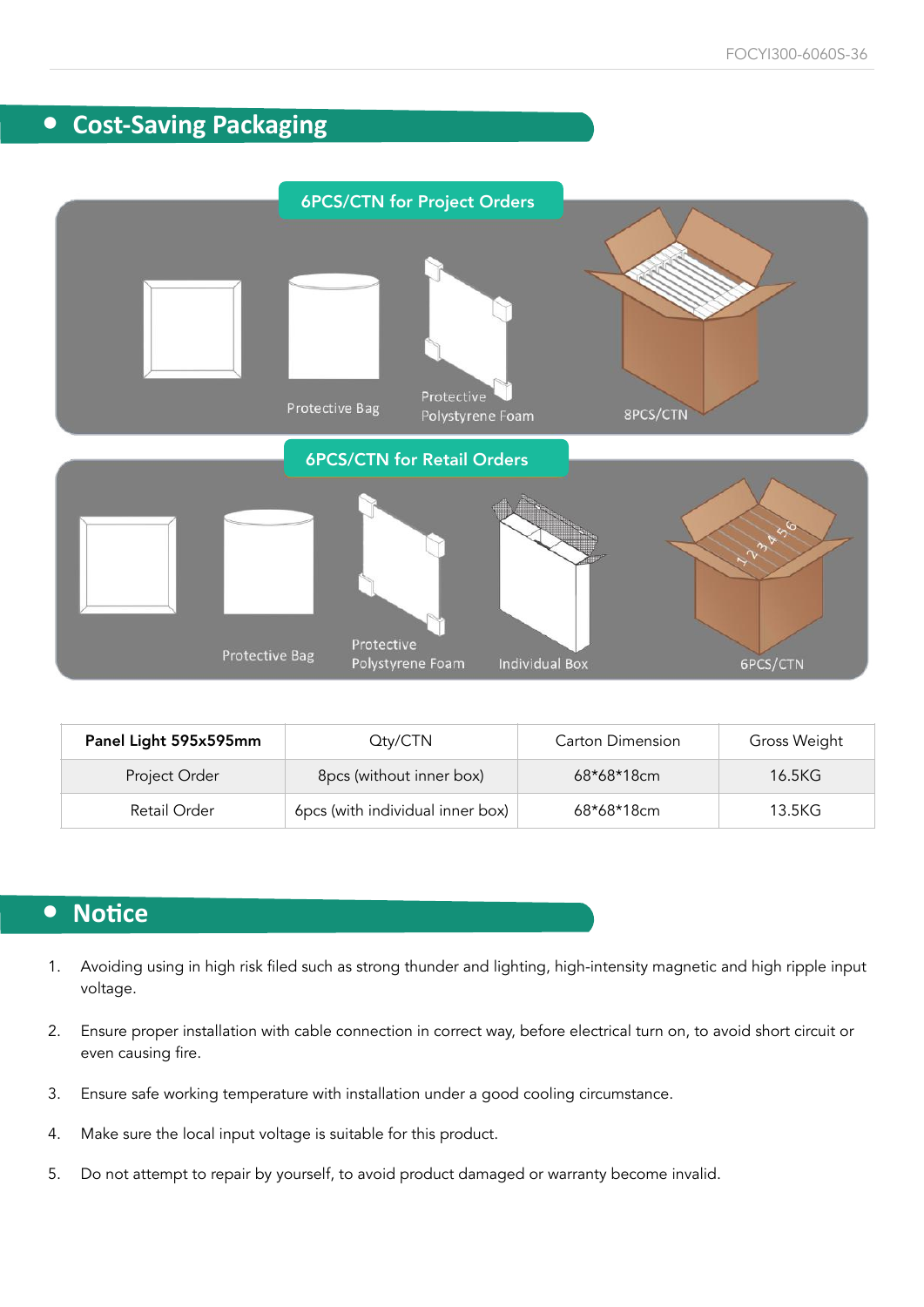## Cost-Saving Packaging

6PCS/CTN for Project Orders

Protective Bag

Protective Polystyrene Foam

8PCS/CTN

6PCS/CTN for Retail Orders

Protective Bag

Protective Polystyrene Foam

Individual Box

6PCS/CTN

| Panel Light 595x595mm | Qty/CTN | Carton Dimension | Gross Weight |
|---|---|---|---|
| Project Order | 8pcs (without inner box) | 68*68*18cm | 16.5KG |
| Retail Order | 6pcs (with individual inner box) | 68*68*18cm | 13.5KG |

## Notice

1. Avoiding using in high risk filed such as strong thunder and lighting, high-intensity magnetic and high ripple input voltage.
2. Ensure proper installation with cable connection in correct way, before electrical turn on, to avoid short circuit or even causing fire.
3. Ensure safe working temperature with installation under a good cooling circumstance.
4. Make sure the local input voltage is suitable for this product.
5. Do not attempt to repair by yourself, to avoid product damaged or warranty become invalid.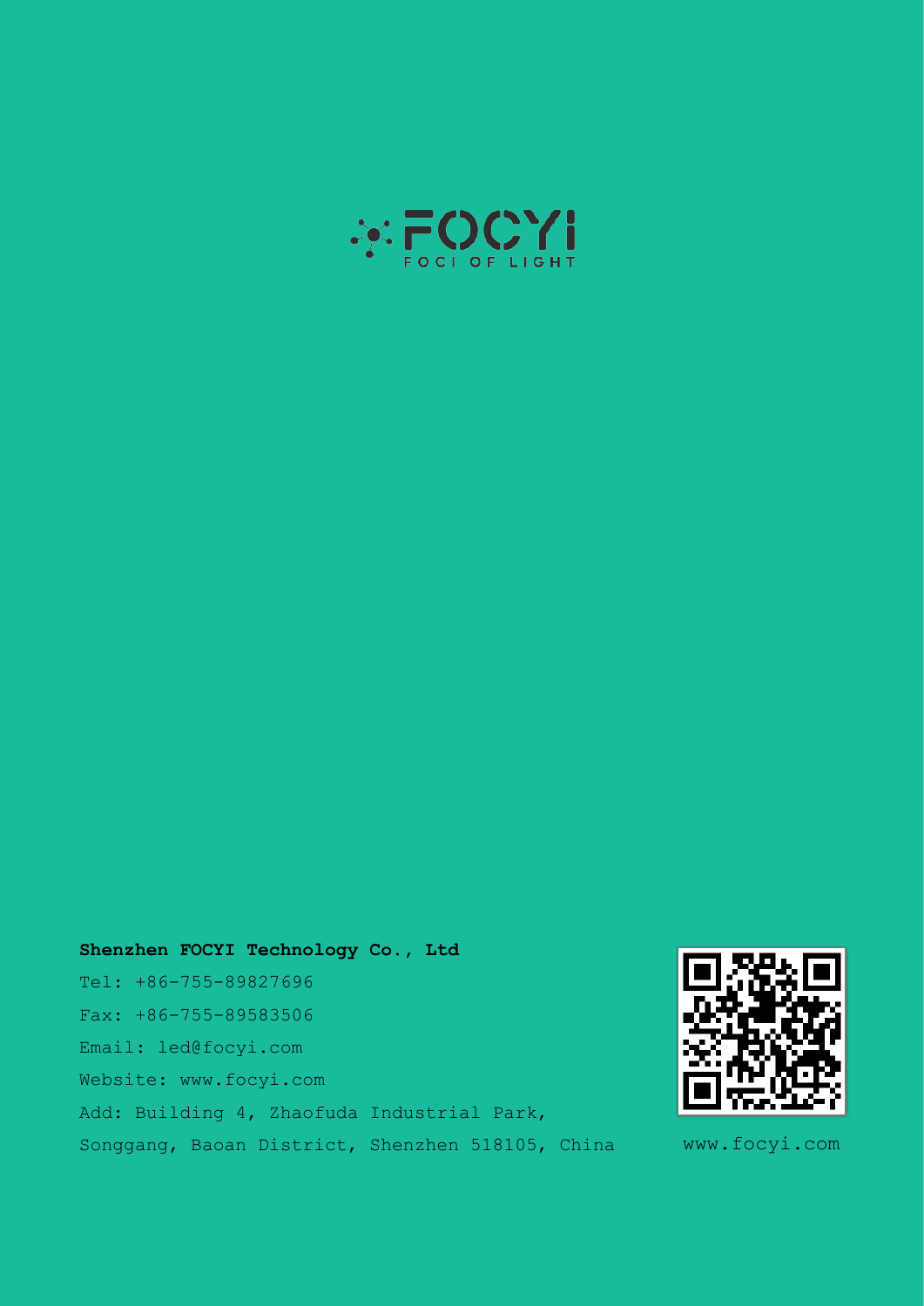FOCYI

FOCI OF LIGHT

**Shenzhen FOCYI Technology Co., Ltd**

Tel: +86-755-89827696

Fax: +86-755-89583506

Email: led@focyi.com

Website: www.focyi.com

Add: Building 4, Zhaofuda Industrial Park,

Songgang, Baoan District, Shenzhen 518105, China

www.focyi.com